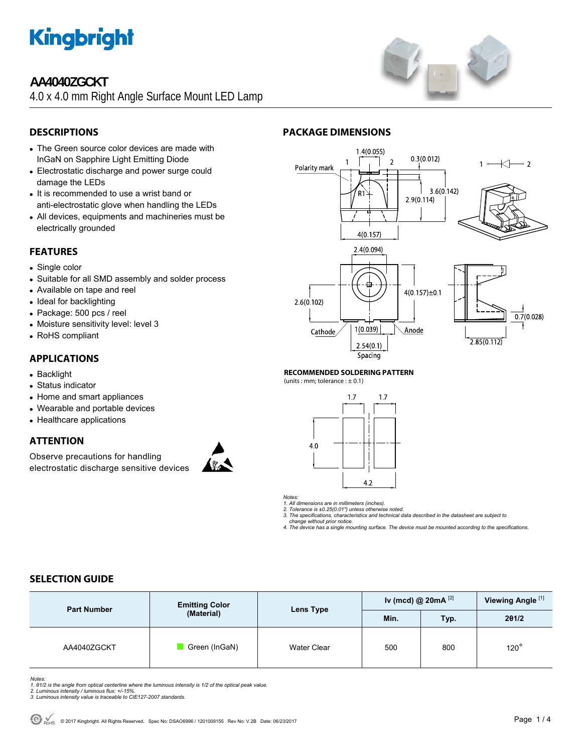# AA4040ZGCKT

4.0 x 4.0 mm Right Angle Surface Mount LED Lamp

## DESCRIPTIONS

- The Green source color devices are made with InGaN on Sapphire Light Emitting Diode
- Electrostatic discharge and power surge could damage the LEDs
- It is recommended to use a wrist band or anti-electrostatic glove when handling the LEDs
- All devices, equipments and machineries must be electrically grounded

## FEATURES

- Single color
- Suitable for all SMD assembly and solder process
- Available on tape and reel
- Ideal for backlighting
- Package: 500 pcs / reel
- Moisture sensitivity level: level 3
- RoHS compliant

## APPLICATIONS

- Backlight
- Status indicator
- Home and smart appliances
- Wearable and portable devices
- Healthcare applications

## ATTENTION

Observe precautions for handling electrostatic discharge sensitive devices

## PACKAGE DIMENSIONS

### RECOMMENDED SOLDERING PATTERN

(units : mm; tolerance : ± 0.1)

*Notes:*
*1. All dimensions are in millimeters (inches).*
*2. Tolerance is ±0.25(0.01") unless otherwise noted.*
*3. The specifications, characteristics and technical data described in the datasheet are subject to change without prior notice.*
*4. The device has a single mounting surface. The device must be mounted according to the specifications.*

## SELECTION GUIDE

| Part Number | Emitting Color (Material) | Lens Type | Iv (mcd) @ 20mA [2] | | Viewing Angle [1] |
|---|---|---|---|---|---|
| | | | Min. | Typ. | 2θ1/2 |
| AA4040ZGCKT | Green (InGaN) | Water Clear | 500 | 800 | 120° |

*Notes:*
*1. θ1/2 is the angle from optical centerline where the luminous intensity is 1/2 of the optical peak value.*
*2. Luminous intensity / luminous flux: +/-15%.*
*3. Luminous intensity value is traceable to CIE127-2007 standards.*

© 2017 Kingbright. All Rights Reserved. Spec No: DSAO6996 / 1201009155 Rev No: V.2B Date: 06/23/2017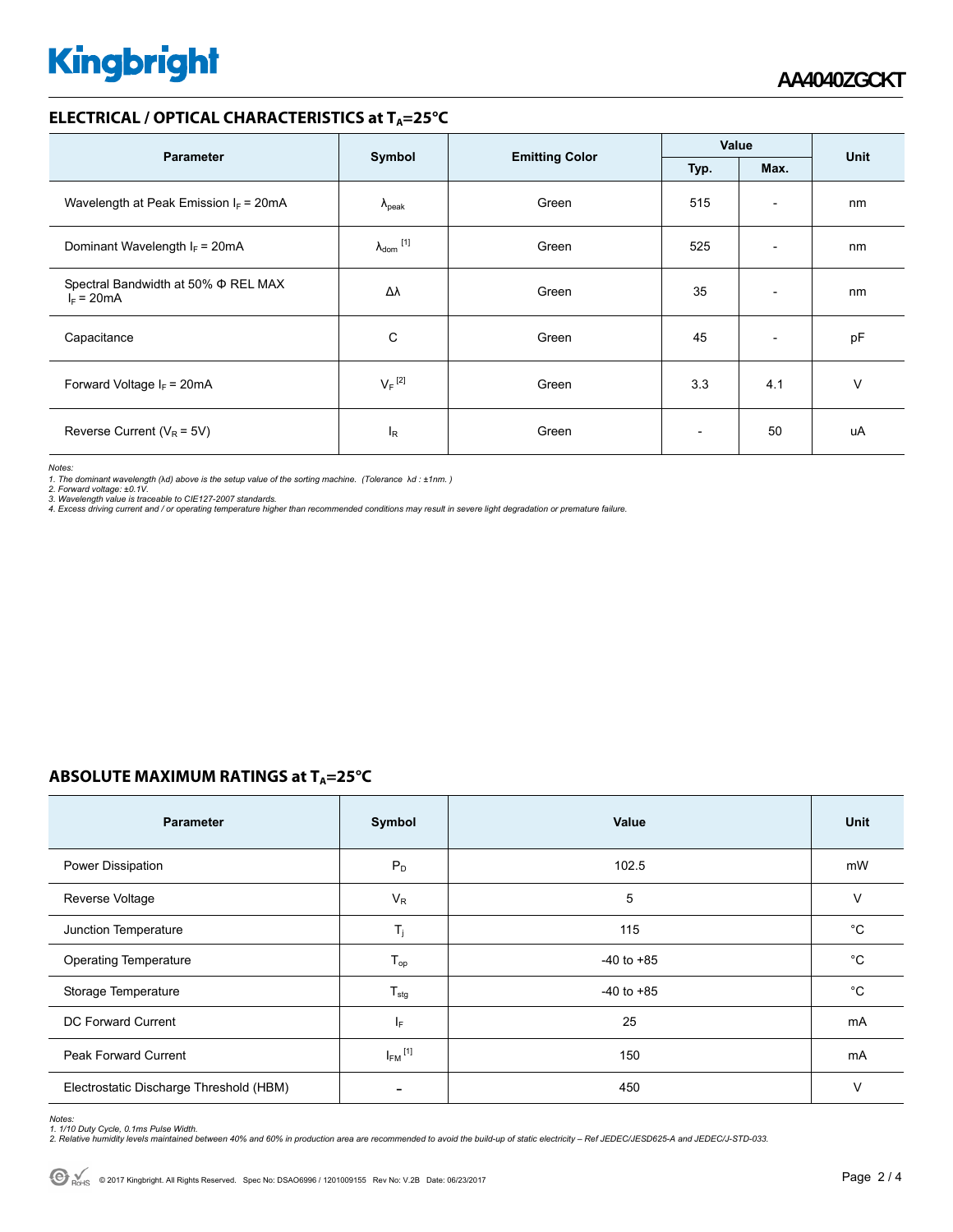## ELECTRICAL / OPTICAL CHARACTERISTICS at $T_A$=25°C

| Parameter | Symbol | Emitting Color | Value | | Unit |
|---|---|---|---|---|---|
| | | | Typ. | Max. | |
| Wavelength at Peak Emission $I_F$ = 20mA | $\lambda_{peak}$ | Green | 515 | - | nm |
| Dominant Wavelength $I_F$ = 20mA | $\lambda_{dom}$ [1] | Green | 525 | - | nm |
| Spectral Bandwidth at 50% Φ REL MAX $I_F$ = 20mA | Δλ | Green | 35 | - | nm |
| Capacitance | C | Green | 45 | - | pF |
| Forward Voltage $I_F$ = 20mA | $V_F$ [2] | Green | 3.3 | 4.1 | V |
| Reverse Current ($V_R$ = 5V) | $I_R$ | Green | - | 50 | uA |

*Notes:*
*1. The dominant wavelength (λd) above is the setup value of the sorting machine. (Tolerance λd : ±1nm. )*
*2. Forward voltage: ±0.1V.*
*3. Wavelength value is traceable to CIE127-2007 standards.*
*4. Excess driving current and / or operating temperature higher than recommended conditions may result in severe light degradation or premature failure.*

## ABSOLUTE MAXIMUM RATINGS at $T_A$=25°C

| Parameter | Symbol | Value | Unit |
|---|---|---|---|
| Power Dissipation | $P_D$ | 102.5 | mW |
| Reverse Voltage | $V_R$ | 5 | V |
| Junction Temperature | $T_j$ | 115 | °C |
| Operating Temperature | $T_{op}$ | -40 to +85 | °C |
| Storage Temperature | $T_{stg}$ | -40 to +85 | °C |
| DC Forward Current | $I_F$ | 25 | mA |
| Peak Forward Current | $I_{FM}$ [1] | 150 | mA |
| Electrostatic Discharge Threshold (HBM) | - | 450 | V |

*Notes:*
*1. 1/10 Duty Cycle, 0.1ms Pulse Width.*
*2. Relative humidity levels maintained between 40% and 60% in production area are recommended to avoid the build-up of static electricity – Ref JEDEC/JESD625-A and JEDEC/J-STD-033.*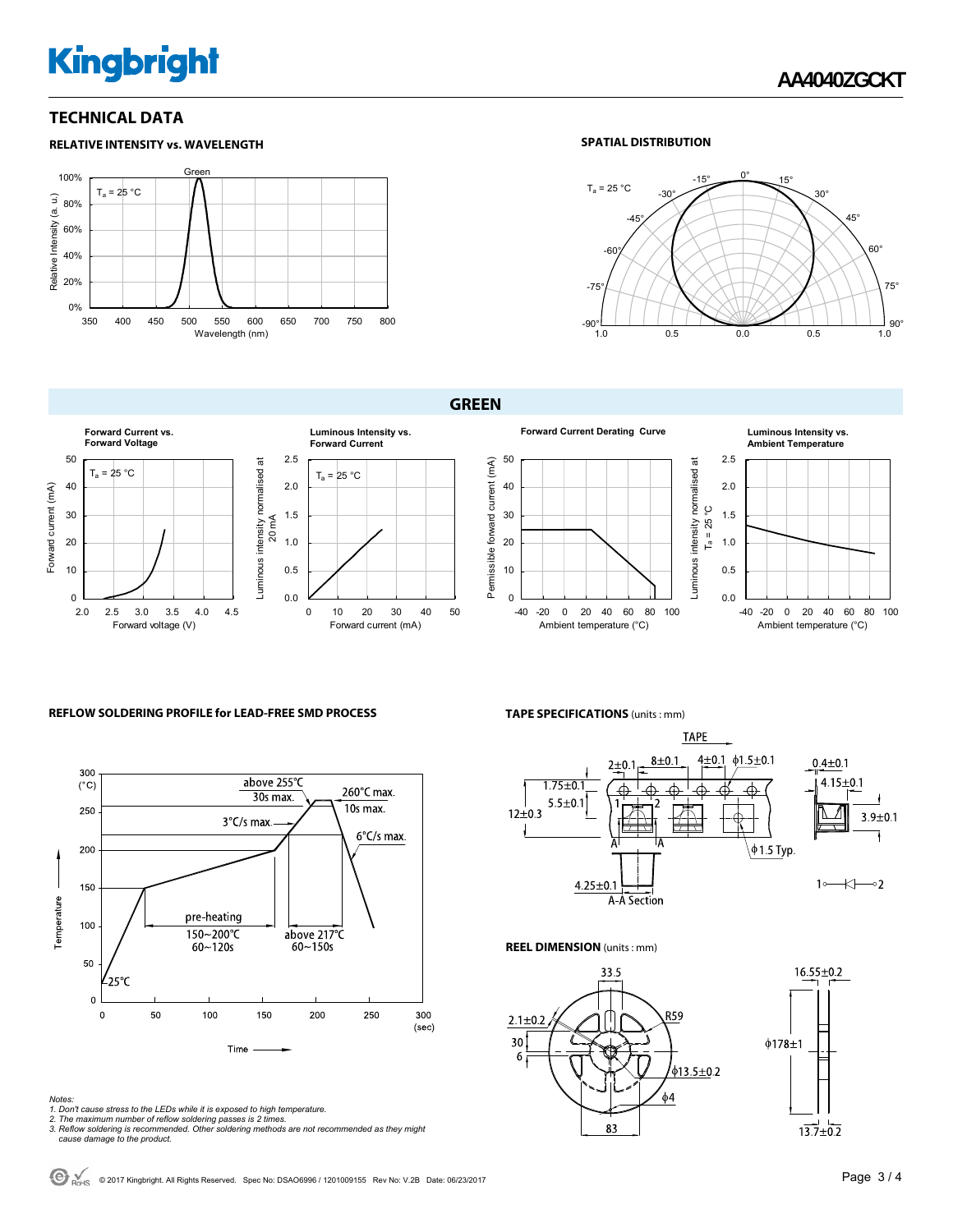# TECHNICAL DATA

### RELATIVE INTENSITY vs. WAVELENGTH

### SPATIAL DISTRIBUTION

## GREEN

**Forward Current vs. Forward Voltage**

**Luminous Intensity vs. Forward Current**

**Forward Current Derating Curve**

**Luminous Intensity vs. Ambient Temperature**

### REFLOW SOLDERING PROFILE for LEAD-FREE SMD PROCESS

### TAPE SPECIFICATIONS (units : mm)

### REEL DIMENSION (units : mm)

*Notes:*
*1. Don't cause stress to the LEDs while it is exposed to high temperature.*
*2. The maximum number of reflow soldering passes is 2 times.*
*3. Reflow soldering is recommended. Other soldering methods are not recommended as they might cause damage to the product.*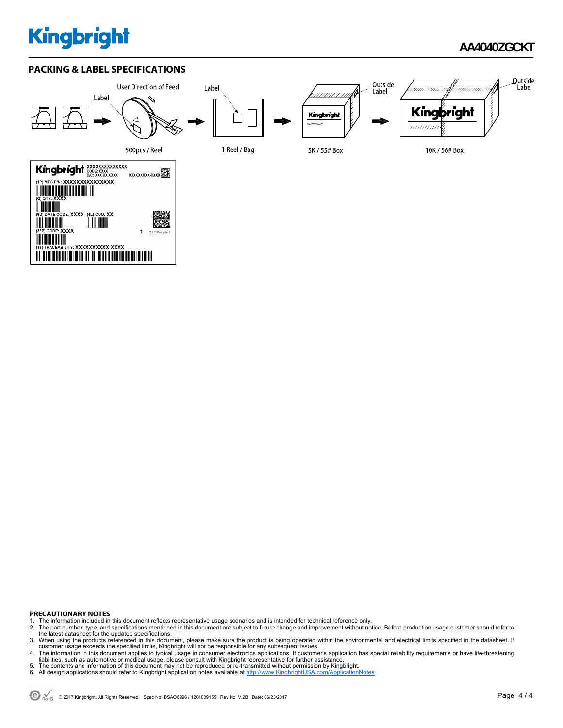## PACKING & LABEL SPECIFICATIONS

Label

User Direction of Feed

Label

Outside Label

Outside Label

500pcs / Reel

1 Reel / Bag

5K / 55# Box

10K / 56# Box

Kingbright XXXXXXXXXXXXX
CODE: XXXX
D/C: XXX XX XXXX
XXXXXXXXX-XXXX

(1P) MFG P/N: XXXXXXXXXXXXXXX

(Q) QTY: XXXX

(9D) DATE CODE: XXXX (4L) COO: XX

(33P) CODE: XXXX 1 RoHS Compliant

(1T) TRACEABILITY: XXXXXXXXXX-XXXX

### PRECAUTIONARY NOTES

1. The information included in this document reflects representative usage scenarios and is intended for technical reference only.
2. The part number, type, and specifications mentioned in this document are subject to future change and improvement without notice. Before production usage customer should refer to the latest datasheet for the updated specifications.
3. When using the products referenced in this document, please make sure the product is being operated within the environmental and electrical limits specified in the datasheet. If customer usage exceeds the specified limits, Kingbright will not be responsible for any subsequent issues.
4. The information in this document applies to typical usage in consumer electronics applications. If customer's application has special reliability requirements or have life-threatening liabilities, such as automotive or medical usage, please consult with Kingbright representative for further assistance.
5. The contents and information of this document may not be reproduced or re-transmitted without permission by Kingbright.
6. All design applications should refer to Kingbright application notes available at http://www.KingbrightUSA.com/ApplicationNotes

© 2017 Kingbright. All Rights Reserved. Spec No: DSAO6996 / 1201009155 Rev No: V.2B Date: 06/23/2017